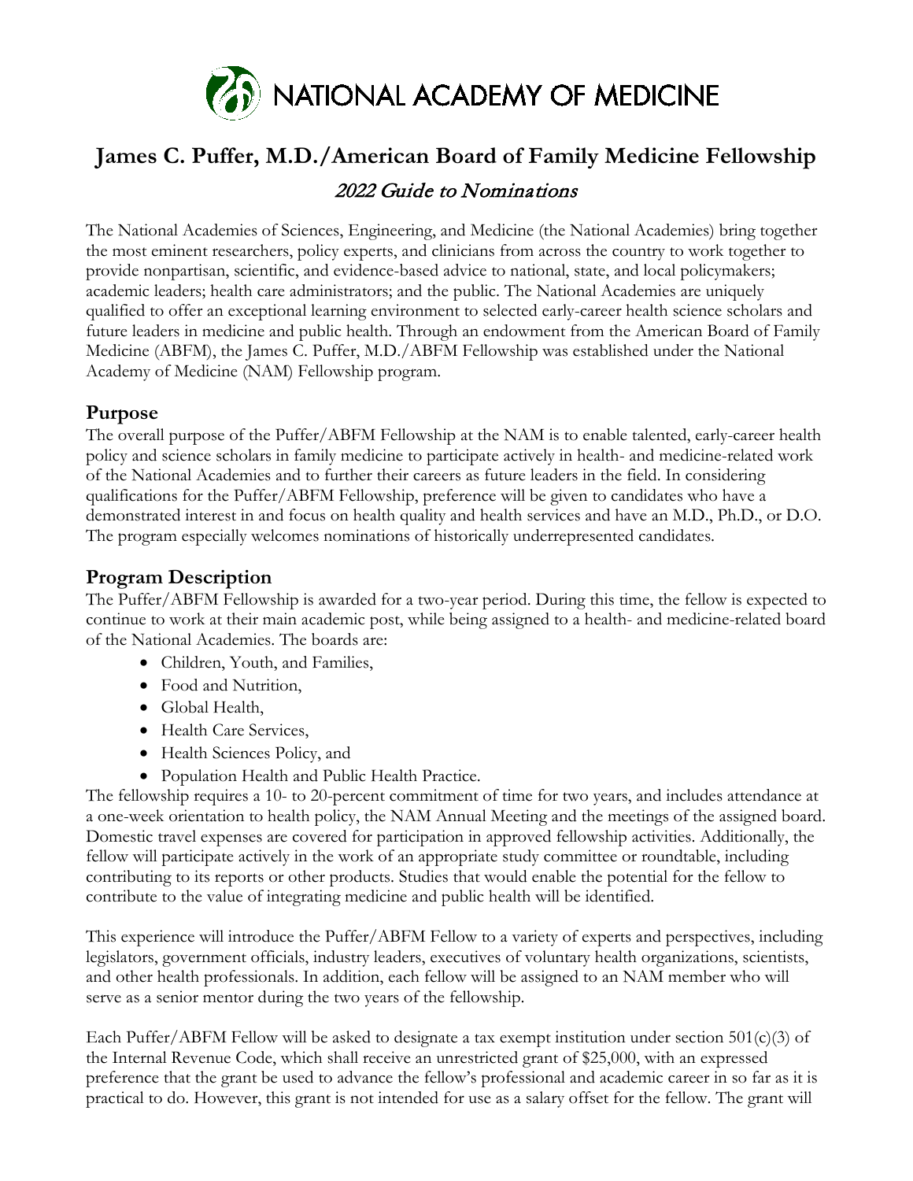# NATIONAL ACADEMY OF MEDICINE

# James C. Puffer, M.D./American Board of Family Medicine Fellowship

*2022 Guide to Nominations*

The National Academies of Sciences, Engineering, and Medicine (the National Academies) bring together the most eminent researchers, policy experts, and clinicians from across the country to work together to provide nonpartisan, scientific, and evidence-based advice to national, state, and local policymakers; academic leaders; health care administrators; and the public. The National Academies are uniquely qualified to offer an exceptional learning environment to selected early-career health science scholars and future leaders in medicine and public health. Through an endowment from the American Board of Family Medicine (ABFM), the James C. Puffer, M.D./ABFM Fellowship was established under the National Academy of Medicine (NAM) Fellowship program.

## Purpose

The overall purpose of the Puffer/ABFM Fellowship at the NAM is to enable talented, early-career health policy and science scholars in family medicine to participate actively in health- and medicine-related work of the National Academies and to further their careers as future leaders in the field. In considering qualifications for the Puffer/ABFM Fellowship, preference will be given to candidates who have a demonstrated interest in and focus on health quality and health services and have an M.D., Ph.D., or D.O. The program especially welcomes nominations of historically underrepresented candidates.

## Program Description

The Puffer/ABFM Fellowship is awarded for a two-year period. During this time, the fellow is expected to continue to work at their main academic post, while being assigned to a health- and medicine-related board of the National Academies. The boards are:

- Children, Youth, and Families,
- Food and Nutrition,
- Global Health,
- Health Care Services,
- Health Sciences Policy, and
- Population Health and Public Health Practice.

The fellowship requires a 10- to 20-percent commitment of time for two years, and includes attendance at a one-week orientation to health policy, the NAM Annual Meeting and the meetings of the assigned board. Domestic travel expenses are covered for participation in approved fellowship activities. Additionally, the fellow will participate actively in the work of an appropriate study committee or roundtable, including contributing to its reports or other products. Studies that would enable the potential for the fellow to contribute to the value of integrating medicine and public health will be identified.

This experience will introduce the Puffer/ABFM Fellow to a variety of experts and perspectives, including legislators, government officials, industry leaders, executives of voluntary health organizations, scientists, and other health professionals. In addition, each fellow will be assigned to an NAM member who will serve as a senior mentor during the two years of the fellowship.

Each Puffer/ABFM Fellow will be asked to designate a tax exempt institution under section 501(c)(3) of the Internal Revenue Code, which shall receive an unrestricted grant of $25,000, with an expressed preference that the grant be used to advance the fellow's professional and academic career in so far as it is practical to do. However, this grant is not intended for use as a salary offset for the fellow. The grant will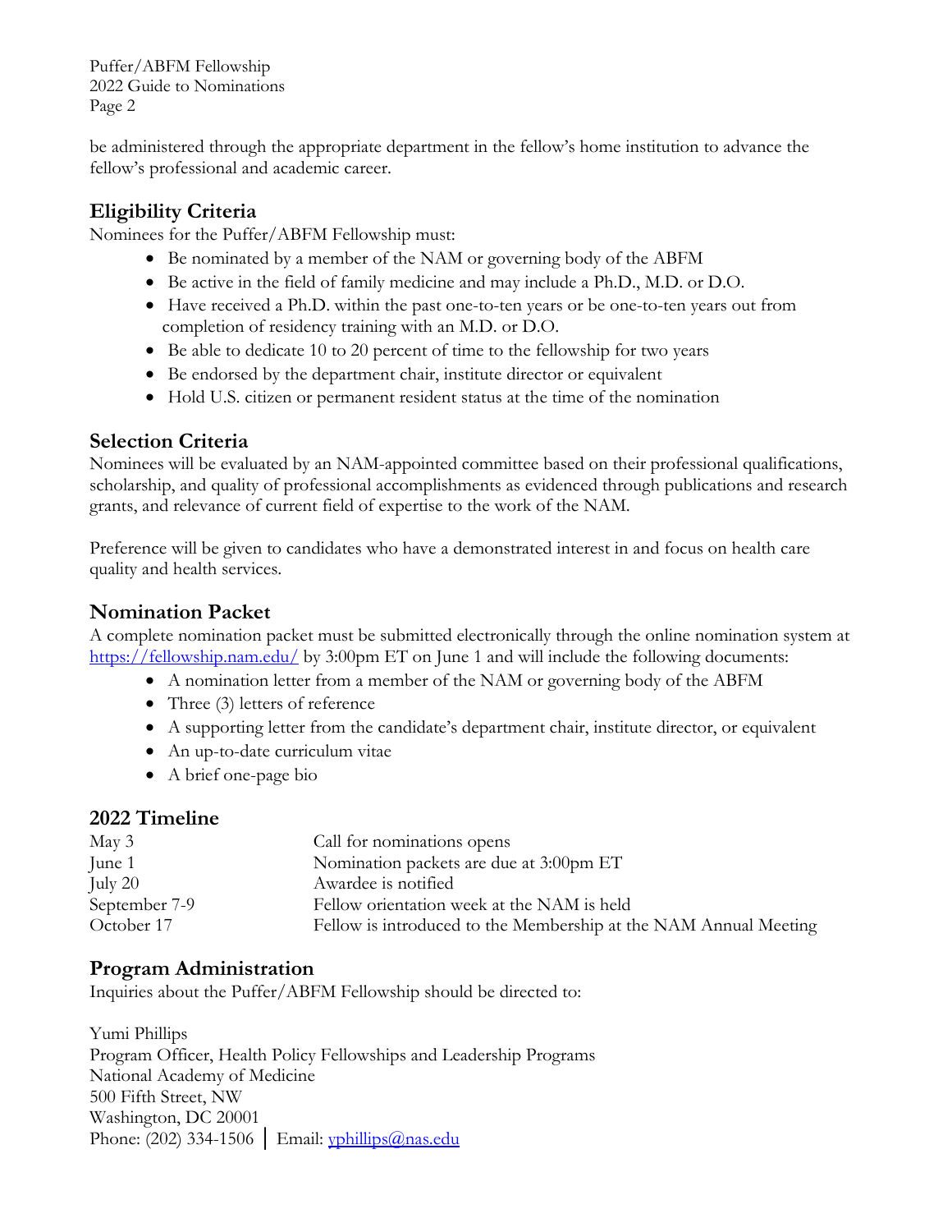be administered through the appropriate department in the fellow's home institution to advance the fellow's professional and academic career.

## Eligibility Criteria

Nominees for the Puffer/ABFM Fellowship must:

- Be nominated by a member of the NAM or governing body of the ABFM
- Be active in the field of family medicine and may include a Ph.D., M.D. or D.O.
- Have received a Ph.D. within the past one-to-ten years or be one-to-ten years out from completion of residency training with an M.D. or D.O.
- Be able to dedicate 10 to 20 percent of time to the fellowship for two years
- Be endorsed by the department chair, institute director or equivalent
- Hold U.S. citizen or permanent resident status at the time of the nomination

## Selection Criteria

Nominees will be evaluated by an NAM-appointed committee based on their professional qualifications, scholarship, and quality of professional accomplishments as evidenced through publications and research grants, and relevance of current field of expertise to the work of the NAM.

Preference will be given to candidates who have a demonstrated interest in and focus on health care quality and health services.

## Nomination Packet

A complete nomination packet must be submitted electronically through the online nomination system at https://fellowship.nam.edu/ by 3:00pm ET on June 1 and will include the following documents:

- A nomination letter from a member of the NAM or governing body of the ABFM
- Three (3) letters of reference
- A supporting letter from the candidate's department chair, institute director, or equivalent
- An up-to-date curriculum vitae
- A brief one-page bio

## 2022 Timeline

| | |
|---|---|
| May 3 | Call for nominations opens |
| June 1 | Nomination packets are due at 3:00pm ET |
| July 20 | Awardee is notified |
| September 7-9 | Fellow orientation week at the NAM is held |
| October 17 | Fellow is introduced to the Membership at the NAM Annual Meeting |

## Program Administration

Inquiries about the Puffer/ABFM Fellowship should be directed to:

Yumi Phillips
Program Officer, Health Policy Fellowships and Leadership Programs
National Academy of Medicine
500 Fifth Street, NW
Washington, DC 20001
Phone: (202) 334-1506 | Email: yphillips@nas.edu